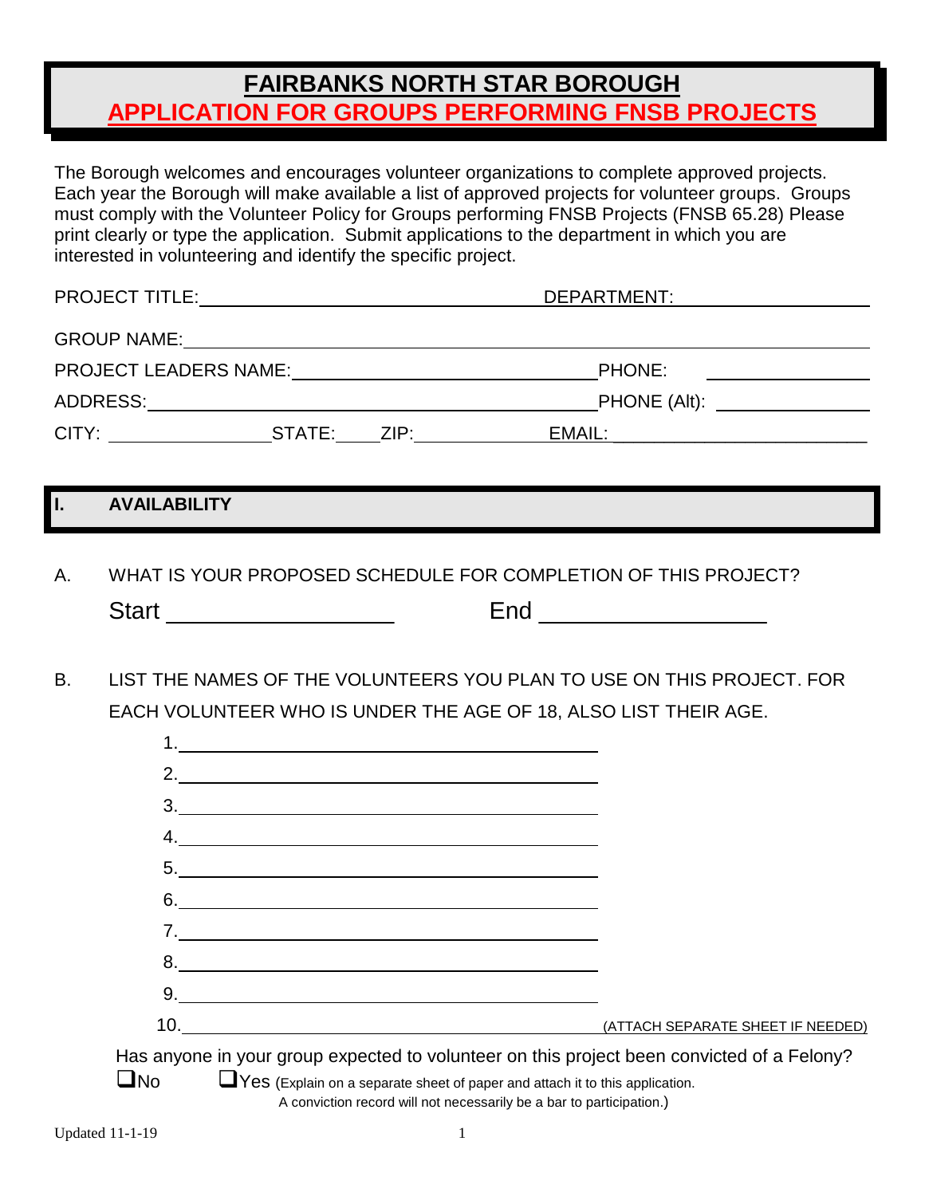# FAIRBANKS NORTH STAR BOROUGH
## APPLICATION FOR GROUPS PERFORMING FNSB PROJECTS

The Borough welcomes and encourages volunteer organizations to complete approved projects. Each year the Borough will make available a list of approved projects for volunteer groups. Groups must comply with the Volunteer Policy for Groups performing FNSB Projects (FNSB 65.28) Please print clearly or type the application. Submit applications to the department in which you are interested in volunteering and identify the specific project.

PROJECT TITLE:______________________________ DEPARTMENT:________________

GROUP NAME:________________________________________________________

PROJECT LEADERS NAME:__________________________ PHONE: ____________

ADDRESS:__________________________________________ PHONE (Alt): ____________

CITY: ____________STATE:____ZIP:__________ EMAIL: ____________________

## I. AVAILABILITY

A. WHAT IS YOUR PROPOSED SCHEDULE FOR COMPLETION OF THIS PROJECT?

Start ________________ End ________________

B. LIST THE NAMES OF THE VOLUNTEERS YOU PLAN TO USE ON THIS PROJECT. FOR EACH VOLUNTEER WHO IS UNDER THE AGE OF 18, ALSO LIST THEIR AGE.

1. ______________________________
2. ______________________________
3. ______________________________
4. ______________________________
5. ______________________________
6. ______________________________
7. ______________________________
8. ______________________________
9. ______________________________
10. ______________________________ (ATTACH SEPARATE SHEET IF NEEDED)

Has anyone in your group expected to volunteer on this project been convicted of a Felony?

☐ No ☐ Yes (Explain on a separate sheet of paper and attach it to this application. A conviction record will not necessarily be a bar to participation.)

Updated 11-1-19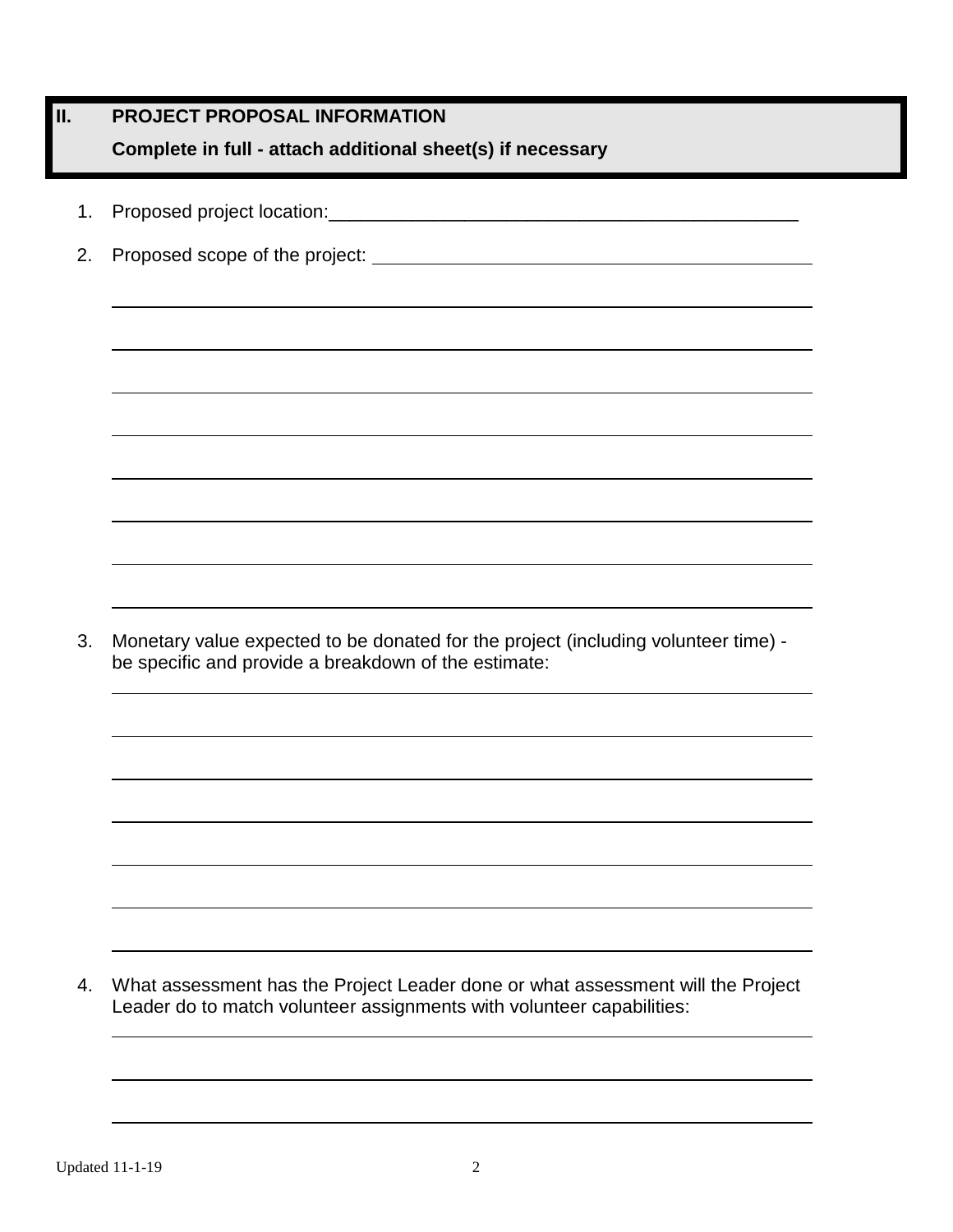## II. PROJECT PROPOSAL INFORMATION

**Complete in full - attach additional sheet(s) if necessary**

1. Proposed project location:_______________________________________________

2. Proposed scope of the project: ____________________________________________

3. Monetary value expected to be donated for the project (including volunteer time) - be specific and provide a breakdown of the estimate:

4. What assessment has the Project Leader done or what assessment will the Project Leader do to match volunteer assignments with volunteer capabilities:

Updated 11-1-19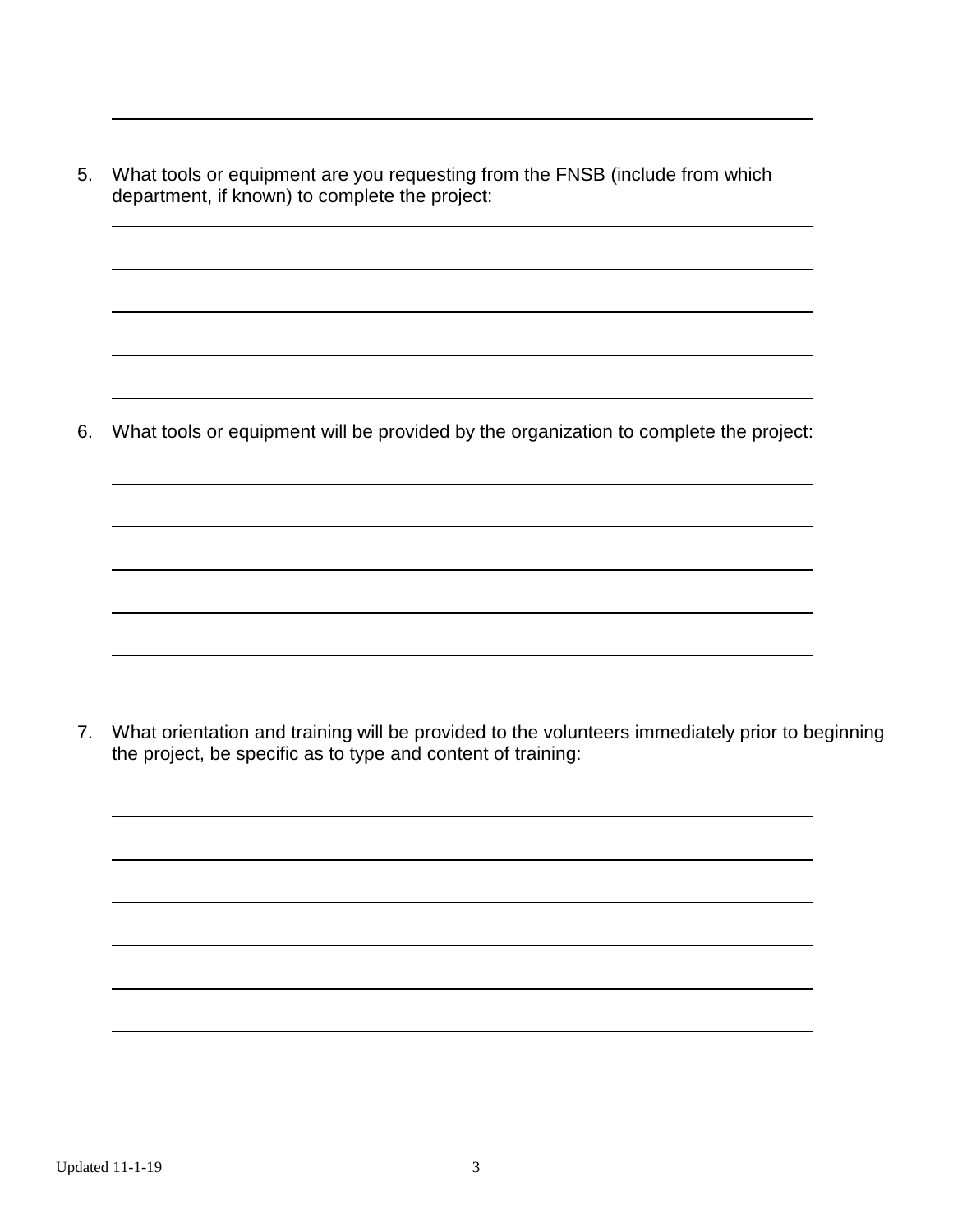5. What tools or equipment are you requesting from the FNSB (include from which department, if known) to complete the project:

6. What tools or equipment will be provided by the organization to complete the project:

7. What orientation and training will be provided to the volunteers immediately prior to beginning the project, be specific as to type and content of training:

Updated 11-1-19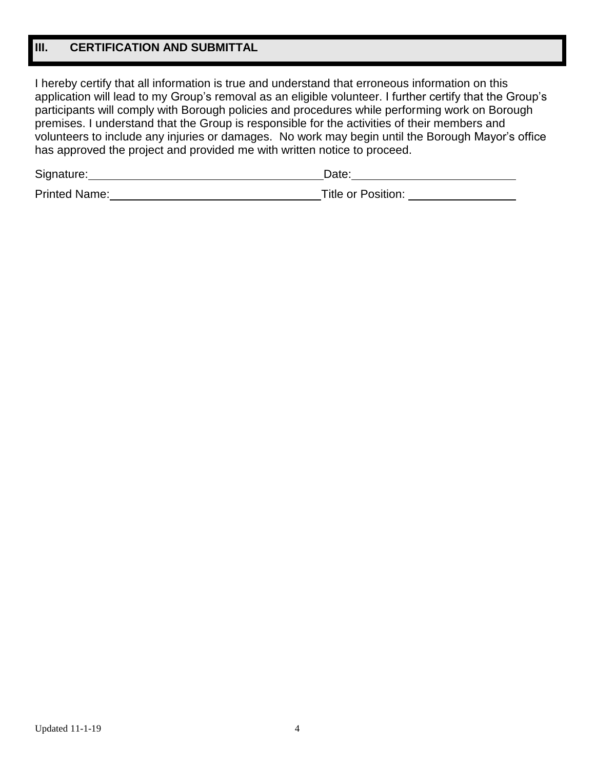## III. CERTIFICATION AND SUBMITTAL

I hereby certify that all information is true and understand that erroneous information on this application will lead to my Group's removal as an eligible volunteer. I further certify that the Group's participants will comply with Borough policies and procedures while performing work on Borough premises. I understand that the Group is responsible for the activities of their members and volunteers to include any injuries or damages. No work may begin until the Borough Mayor's office has approved the project and provided me with written notice to proceed.

Signature:______________________________________ Date:__________________________

Printed Name:__________________________________ Title or Position: _________________

Updated 11-1-19